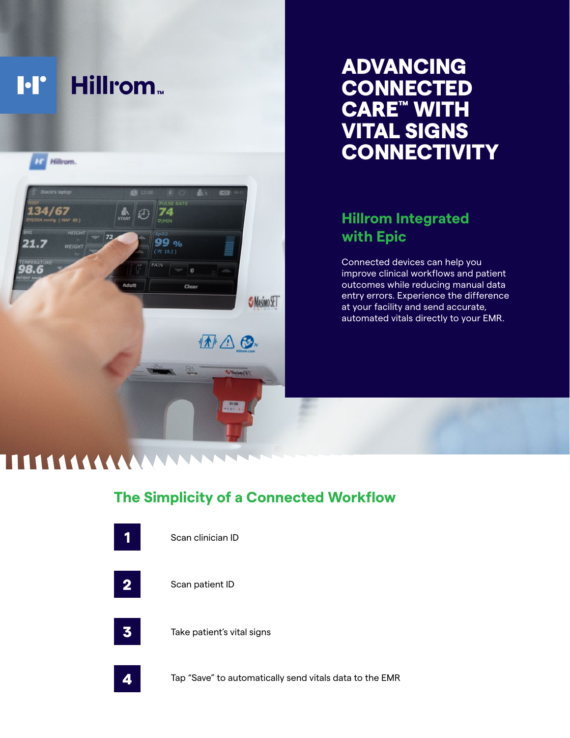Hillrom™

# ADVANCING CONNECTED CARE™ WITH VITAL SIGNS CONNECTIVITY

## Hillrom Integrated with Epic

Connected devices can help you improve clinical workflows and patient outcomes while reducing manual data entry errors. Experience the difference at your facility and send accurate, automated vitals directly to your EMR.

## The Simplicity of a Connected Workflow

1. Scan clinician ID
2. Scan patient ID
3. Take patient's vital signs
4. Tap "Save" to automatically send vitals data to the EMR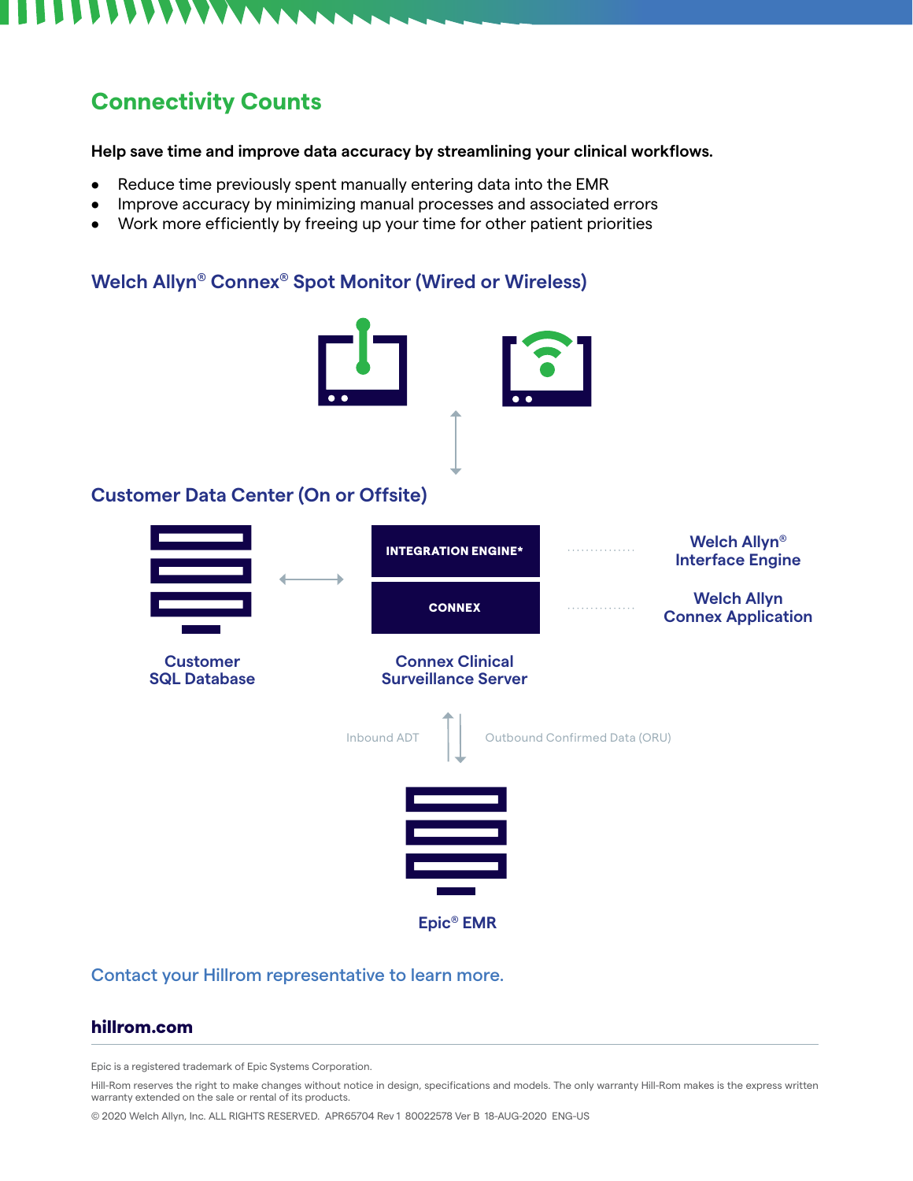## Connectivity Counts

**Help save time and improve data accuracy by streamlining your clinical workflows.**

- Reduce time previously spent manually entering data into the EMR
- Improve accuracy by minimizing manual processes and associated errors
- Work more efficiently by freeing up your time for other patient priorities

### Welch Allyn® Connex® Spot Monitor (Wired or Wireless)

### Customer Data Center (On or Offsite)

INTEGRATION ENGINE*

CONNEX

Welch Allyn® Interface Engine

Welch Allyn Connex Application

Customer SQL Database

Connex Clinical Surveillance Server

Inbound ADT

Outbound Confirmed Data (ORU)

Epic® EMR

Contact your Hillrom representative to learn more.

**hillrom.com**

Epic is a registered trademark of Epic Systems Corporation.

Hill-Rom reserves the right to make changes without notice in design, specifications and models. The only warranty Hill-Rom makes is the express written warranty extended on the sale or rental of its products.

© 2020 Welch Allyn, Inc. ALL RIGHTS RESERVED. APR65704 Rev 1 80022578 Ver B 18-AUG-2020 ENG-US